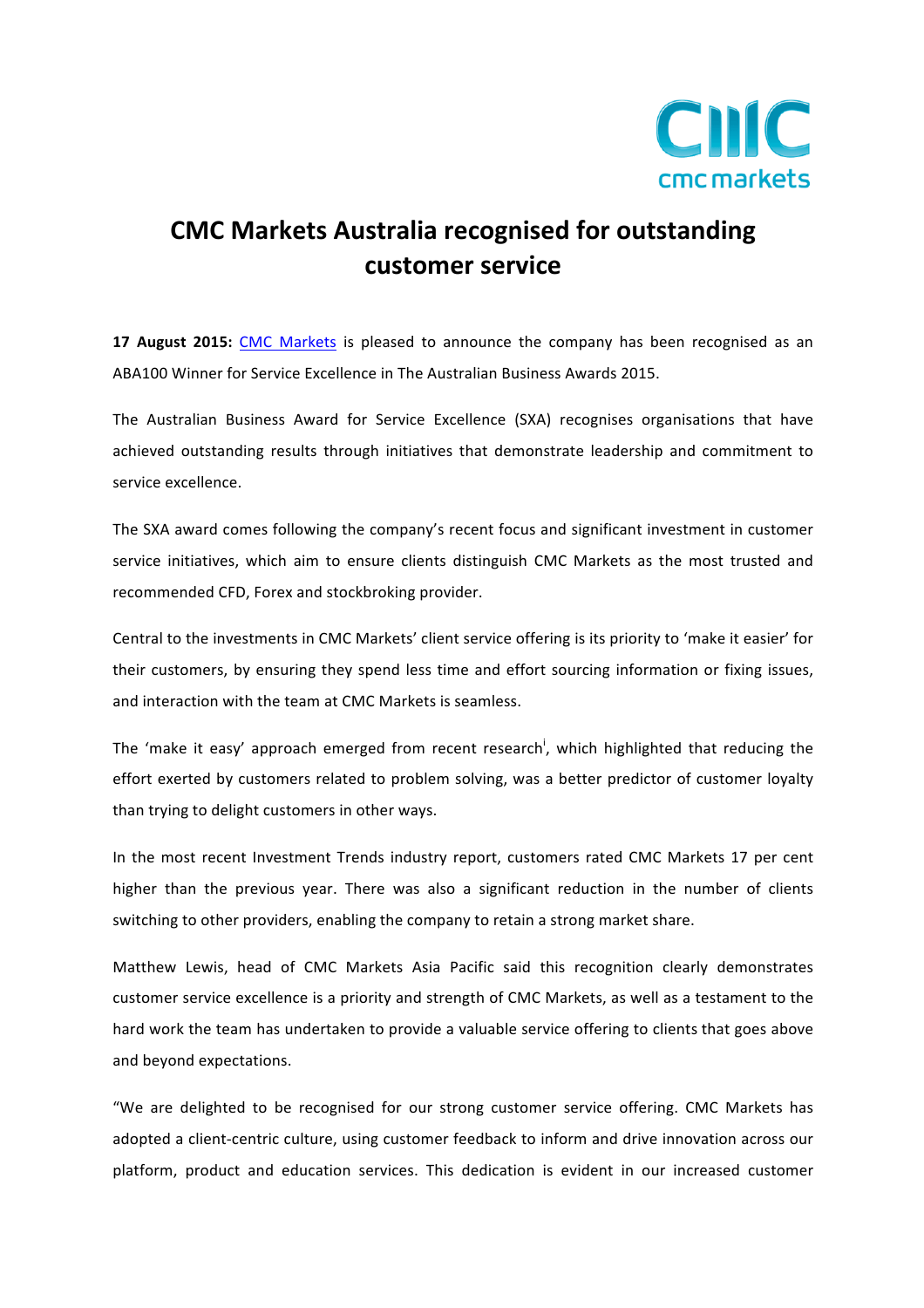# CMC Markets Australia recognised for outstanding customer service

**17 August 2015:** CMC Markets is pleased to announce the company has been recognised as an ABA100 Winner for Service Excellence in The Australian Business Awards 2015.

The Australian Business Award for Service Excellence (SXA) recognises organisations that have achieved outstanding results through initiatives that demonstrate leadership and commitment to service excellence.

The SXA award comes following the company's recent focus and significant investment in customer service initiatives, which aim to ensure clients distinguish CMC Markets as the most trusted and recommended CFD, Forex and stockbroking provider.

Central to the investments in CMC Markets' client service offering is its priority to 'make it easier' for their customers, by ensuring they spend less time and effort sourcing information or fixing issues, and interaction with the team at CMC Markets is seamless.

The 'make it easy' approach emerged from recent research[i], which highlighted that reducing the effort exerted by customers related to problem solving, was a better predictor of customer loyalty than trying to delight customers in other ways.

In the most recent Investment Trends industry report, customers rated CMC Markets 17 per cent higher than the previous year. There was also a significant reduction in the number of clients switching to other providers, enabling the company to retain a strong market share.

Matthew Lewis, head of CMC Markets Asia Pacific said this recognition clearly demonstrates customer service excellence is a priority and strength of CMC Markets, as well as a testament to the hard work the team has undertaken to provide a valuable service offering to clients that goes above and beyond expectations.

"We are delighted to be recognised for our strong customer service offering. CMC Markets has adopted a client-centric culture, using customer feedback to inform and drive innovation across our platform, product and education services. This dedication is evident in our increased customer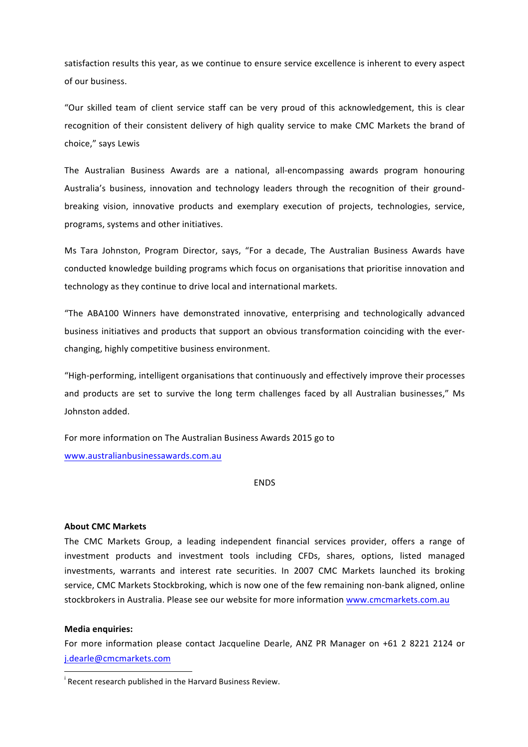satisfaction results this year, as we continue to ensure service excellence is inherent to every aspect of our business.

"Our skilled team of client service staff can be very proud of this acknowledgement, this is clear recognition of their consistent delivery of high quality service to make CMC Markets the brand of choice," says Lewis

The Australian Business Awards are a national, all-encompassing awards program honouring Australia's business, innovation and technology leaders through the recognition of their ground-breaking vision, innovative products and exemplary execution of projects, technologies, service, programs, systems and other initiatives.

Ms Tara Johnston, Program Director, says, "For a decade, The Australian Business Awards have conducted knowledge building programs which focus on organisations that prioritise innovation and technology as they continue to drive local and international markets.

"The ABA100 Winners have demonstrated innovative, enterprising and technologically advanced business initiatives and products that support an obvious transformation coinciding with the ever-changing, highly competitive business environment.

"High-performing, intelligent organisations that continuously and effectively improve their processes and products are set to survive the long term challenges faced by all Australian businesses," Ms Johnston added.

For more information on The Australian Business Awards 2015 go to
www.australianbusinessawards.com.au

ENDS

**About CMC Markets**
The CMC Markets Group, a leading independent financial services provider, offers a range of investment products and investment tools including CFDs, shares, options, listed managed investments, warrants and interest rate securities. In 2007 CMC Markets launched its broking service, CMC Markets Stockbroking, which is now one of the few remaining non-bank aligned, online stockbrokers in Australia. Please see our website for more information www.cmcmarkets.com.au

**Media enquiries:**
For more information please contact Jacqueline Dearle, ANZ PR Manager on +61 2 8221 2124 or j.dearle@cmcmarkets.com

---

[i] Recent research published in the Harvard Business Review.